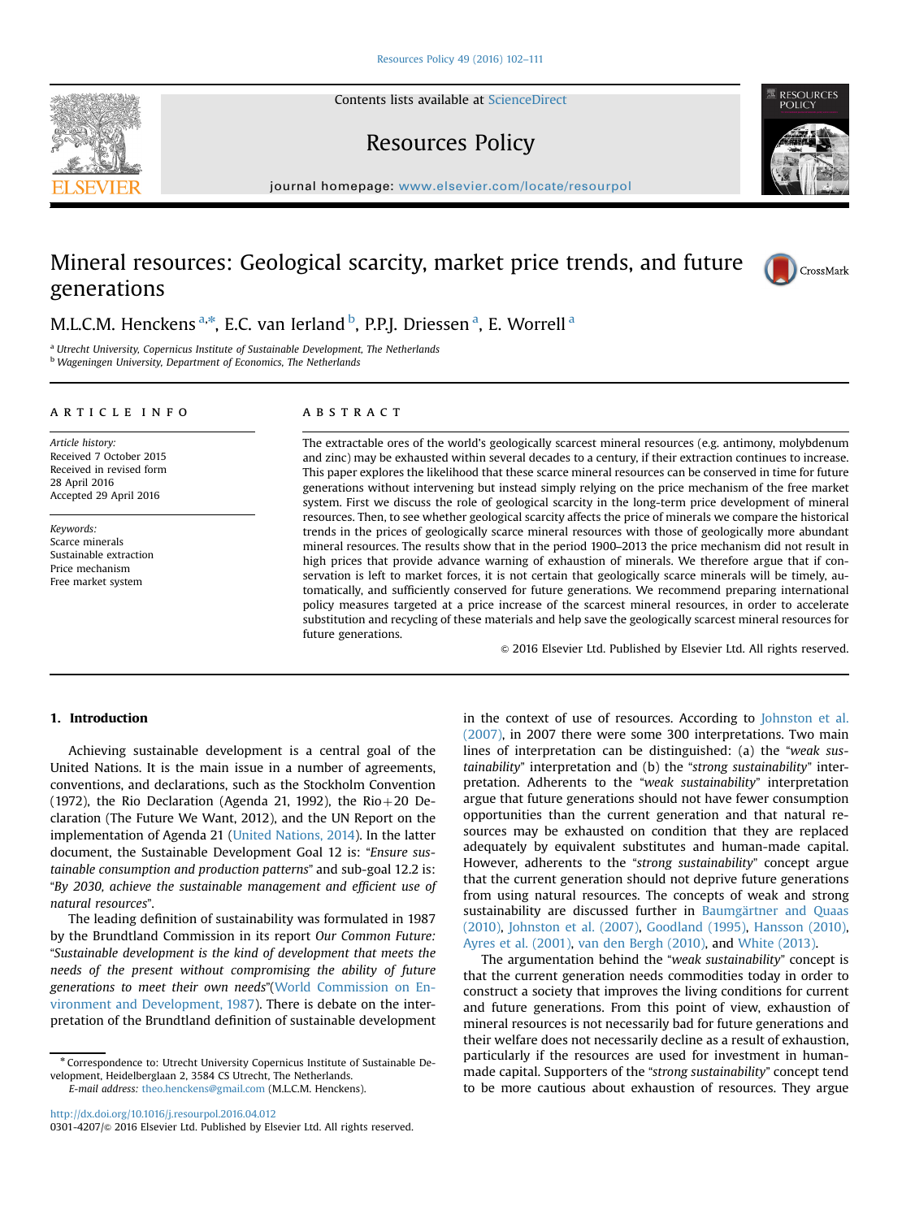# Mineral resources: Geological scarcity, market price trends, and future generations

M.L.C.M. Henckens [a,*], E.C. van Ierland [b], P.P.J. Driessen [a], E. Worrell [a]

[a] Utrecht University, Copernicus Institute of Sustainable Development, The Netherlands
[b] Wageningen University, Department of Economics, The Netherlands

## ARTICLE INFO

*Article history:*
Received 7 October 2015
Received in revised form 28 April 2016
Accepted 29 April 2016

*Keywords:*
Scarce minerals
Sustainable extraction
Price mechanism
Free market system

## ABSTRACT

The extractable ores of the world's geologically scarcest mineral resources (e.g. antimony, molybdenum and zinc) may be exhausted within several decades to a century, if their extraction continues to increase. This paper explores the likelihood that these scarce mineral resources can be conserved in time for future generations without intervening but instead simply relying on the price mechanism of the free market system. First we discuss the role of geological scarcity in the long-term price development of mineral resources. Then, to see whether geological scarcity affects the price of minerals we compare the historical trends in the prices of geologically scarce mineral resources with those of geologically more abundant mineral resources. The results show that in the period 1900–2013 the price mechanism did not result in high prices that provide advance warning of exhaustion of minerals. We therefore argue that if conservation is left to market forces, it is not certain that geologically scarce minerals will be timely, automatically, and sufficiently conserved for future generations. We recommend preparing international policy measures targeted at a price increase of the scarcest mineral resources, in order to accelerate substitution and recycling of these materials and help save the geologically scarcest mineral resources for future generations.

© 2016 Elsevier Ltd. Published by Elsevier Ltd. All rights reserved.

## 1. Introduction

Achieving sustainable development is a central goal of the United Nations. It is the main issue in a number of agreements, conventions, and declarations, such as the Stockholm Convention (1972), the Rio Declaration (Agenda 21, 1992), the Rio+20 Declaration (The Future We Want, 2012), and the UN Report on the implementation of Agenda 21 (United Nations, 2014). In the latter document, the Sustainable Development Goal 12 is: "*Ensure sustainable consumption and production patterns*" and sub-goal 12.2 is: "*By 2030, achieve the sustainable management and efficient use of natural resources*".

The leading definition of sustainability was formulated in 1987 by the Brundtland Commission in its report *Our Common Future:* "*Sustainable development is the kind of development that meets the needs of the present without compromising the ability of future generations to meet their own needs*"(World Commission on Environment and Development, 1987). There is debate on the interpretation of the Brundtland definition of sustainable development in the context of use of resources. According to Johnston et al. (2007), in 2007 there were some 300 interpretations. Two main lines of interpretation can be distinguished: (a) the "*weak sustainability*" interpretation and (b) the "*strong sustainability*" interpretation. Adherents to the "*weak sustainability*" interpretation argue that future generations should not have fewer consumption opportunities than the current generation and that natural resources may be exhausted on condition that they are replaced adequately by equivalent substitutes and human-made capital. However, adherents to the "*strong sustainability*" concept argue that the current generation should not deprive future generations from using natural resources. The concepts of weak and strong sustainability are discussed further in Baumgärtner and Quaas (2010), Johnston et al. (2007), Goodland (1995), Hansson (2010), Ayres et al. (2001), van den Bergh (2010), and White (2013).

The argumentation behind the "*weak sustainability*" concept is that the current generation needs commodities today in order to construct a society that improves the living conditions for current and future generations. From this point of view, exhaustion of mineral resources is not necessarily bad for future generations and their welfare does not necessarily decline as a result of exhaustion, particularly if the resources are used for investment in human-made capital. Supporters of the "*strong sustainability*" concept tend to be more cautious about exhaustion of resources. They argue

---

* Correspondence to: Utrecht University Copernicus Institute of Sustainable Development, Heidelberglaan 2, 3584 CS Utrecht, The Netherlands.
E-mail address: theo.henckens@gmail.com (M.L.C.M. Henckens).

http://dx.doi.org/10.1016/j.resourpol.2016.04.012
0301-4207/© 2016 Elsevier Ltd. Published by Elsevier Ltd. All rights reserved.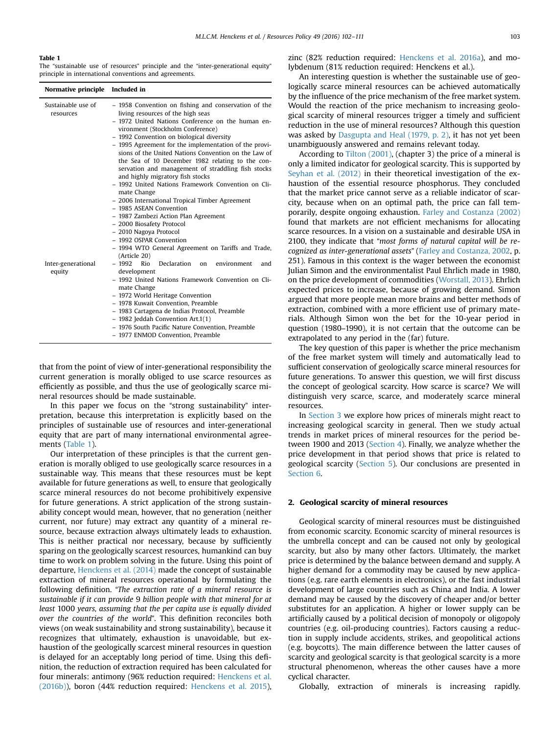**Table 1**
The "sustainable use of resources" principle and the "inter-generational equity" principle in international conventions and agreements.

| Normative principle | Included in |
|---|---|
| Sustainable use of resources | – 1958 Convention on fishing and conservation of the living resources of the high seas<br>– 1972 United Nations Conference on the human environment (Stockholm Conference)<br>– 1992 Convention on biological diversity<br>– 1995 Agreement for the implementation of the provisions of the United Nations Convention on the Law of the Sea of 10 December 1982 relating to the conservation and management of straddling fish stocks and highly migratory fish stocks<br>– 1992 United Nations Framework Convention on Climate Change<br>– 2006 International Tropical Timber Agreement<br>– 1985 ASEAN Convention<br>– 1987 Zambezi Action Plan Agreement<br>– 2000 Biosafety Protocol<br>– 2010 Nagoya Protocol<br>– 1992 OSPAR Convention<br>– 1994 WTO General Agreement on Tariffs and Trade, (Article 20) |
| Inter-generational equity | – 1992 Rio Declaration on environment and development<br>– 1992 United Nations Framework Convention on Climate Change<br>– 1972 World Heritage Convention<br>– 1978 Kuwait Convention, Preamble<br>– 1983 Cartagena de Indias Protocol, Preamble<br>– 1982 Jeddah Convention Art.1(1)<br>– 1976 South Pacific Nature Convention, Preamble<br>– 1977 ENMOD Convention, Preamble |

that from the point of view of inter-generational responsibility the current generation is morally obliged to use scarce resources as efficiently as possible, and thus the use of geologically scarce mineral resources should be made sustainable.

In this paper we focus on the "strong sustainability" interpretation, because this interpretation is explicitly based on the principles of sustainable use of resources and inter-generational equity that are part of many international environmental agreements (Table 1).

Our interpretation of these principles is that the current generation is morally obliged to use geologically scarce resources in a sustainable way. This means that these resources must be kept available for future generations as well, to ensure that geologically scarce mineral resources do not become prohibitively expensive for future generations. A strict application of the strong sustainability concept would mean, however, that no generation (neither current, nor future) may extract any quantity of a mineral resource, because extraction always ultimately leads to exhaustion. This is neither practical nor necessary, because by sufficiently sparing on the geologically scarcest resources, humankind can buy time to work on problem solving in the future. Using this point of departure, Henckens et al. (2014) made the concept of sustainable extraction of mineral resources operational by formulating the following definition. "*The extraction rate of a mineral resource is sustainable if it can provide* 9 *billion people with that mineral for at least* 1000 *years, assuming that the per capita use is equally divided over the countries of the world*". This definition reconciles both views (on weak sustainability and strong sustainability), because it recognizes that ultimately, exhaustion is unavoidable, but exhaustion of the geologically scarcest mineral resources in question is delayed for an acceptably long period of time. Using this definition, the reduction of extraction required has been calculated for four minerals: antimony (96% reduction required: Henckens et al. (2016b)), boron (44% reduction required: Henckens et al. 2015), zinc (82% reduction required: Henckens et al. 2016a), and molybdenum (81% reduction required: Henckens et al.).

An interesting question is whether the sustainable use of geologically scarce mineral resources can be achieved automatically by the influence of the price mechanism of the free market system. Would the reaction of the price mechanism to increasing geological scarcity of mineral resources trigger a timely and sufficient reduction in the use of mineral resources? Although this question was asked by Dasgupta and Heal (1979, p. 2), it has not yet been unambiguously answered and remains relevant today.

According to Tilton (2001), (chapter 3) the price of a mineral is only a limited indicator for geological scarcity. This is supported by Seyhan et al. (2012) in their theoretical investigation of the exhaustion of the essential resource phosphorus. They concluded that the market price cannot serve as a reliable indicator of scarcity, because when on an optimal path, the price can fall temporarily, despite ongoing exhaustion. Farley and Costanza (2002) found that markets are not efficient mechanisms for allocating scarce resources. In a vision on a sustainable and desirable USA in 2100, they indicate that "*most forms of natural capital will be recognized as inter-generational assets*" (Farley and Costanza, 2002, p. 251). Famous in this context is the wager between the economist Julian Simon and the environmentalist Paul Ehrlich made in 1980, on the price development of commodities (Worstall, 2013). Ehrlich expected prices to increase, because of growing demand. Simon argued that more people mean more brains and better methods of extraction, combined with a more efficient use of primary materials. Although Simon won the bet for the 10-year period in question (1980–1990), it is not certain that the outcome can be extrapolated to any period in the (far) future.

The key question of this paper is whether the price mechanism of the free market system will timely and automatically lead to sufficient conservation of geologically scarce mineral resources for future generations. To answer this question, we will first discuss the concept of geological scarcity. How scarce is scarce? We will distinguish very scarce, scarce, and moderately scarce mineral resources.

In Section 3 we explore how prices of minerals might react to increasing geological scarcity in general. Then we study actual trends in market prices of mineral resources for the period between 1900 and 2013 (Section 4). Finally, we analyze whether the price development in that period shows that price is related to geological scarcity (Section 5). Our conclusions are presented in Section 6.

## 2. Geological scarcity of mineral resources

Geological scarcity of mineral resources must be distinguished from economic scarcity. Economic scarcity of mineral resources is the umbrella concept and can be caused not only by geological scarcity, but also by many other factors. Ultimately, the market price is determined by the balance between demand and supply. A higher demand for a commodity may be caused by new applications (e.g. rare earth elements in electronics), or the fast industrial development of large countries such as China and India. A lower demand may be caused by the discovery of cheaper and/or better substitutes for an application. A higher or lower supply can be artificially caused by a political decision of monopoly or oligopoly countries (e.g. oil-producing countries). Factors causing a reduction in supply include accidents, strikes, and geopolitical actions (e.g. boycotts). The main difference between the latter causes of scarcity and geological scarcity is that geological scarcity is a more structural phenomenon, whereas the other causes have a more cyclical character.

Globally, extraction of minerals is increasing rapidly.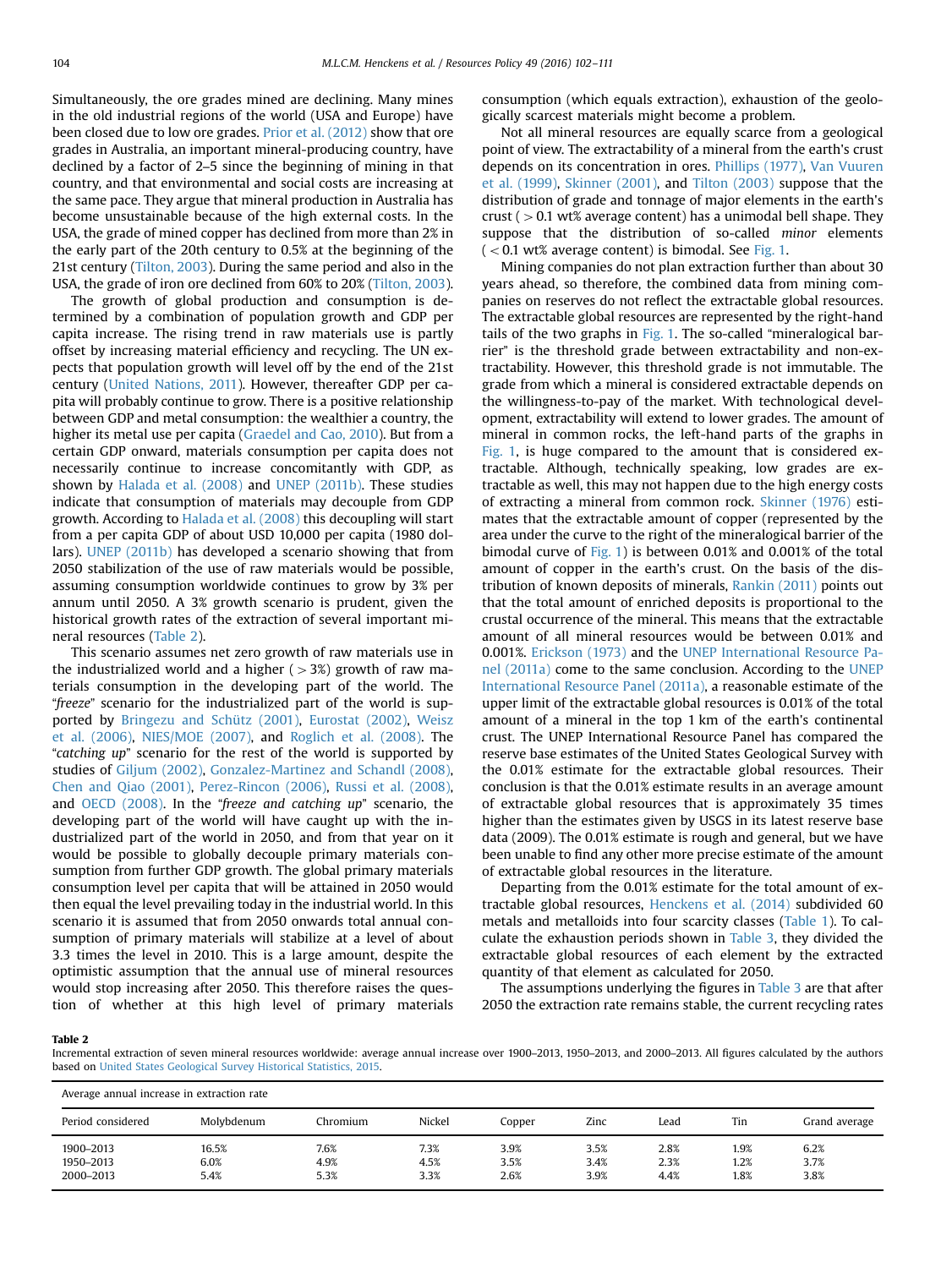Simultaneously, the ore grades mined are declining. Many mines in the old industrial regions of the world (USA and Europe) have been closed due to low ore grades. Prior et al. (2012) show that ore grades in Australia, an important mineral-producing country, have declined by a factor of 2–5 since the beginning of mining in that country, and that environmental and social costs are increasing at the same pace. They argue that mineral production in Australia has become unsustainable because of the high external costs. In the USA, the grade of mined copper has declined from more than 2% in the early part of the 20th century to 0.5% at the beginning of the 21st century (Tilton, 2003). During the same period and also in the USA, the grade of iron ore declined from 60% to 20% (Tilton, 2003).

The growth of global production and consumption is determined by a combination of population growth and GDP per capita increase. The rising trend in raw materials use is partly offset by increasing material efficiency and recycling. The UN expects that population growth will level off by the end of the 21st century (United Nations, 2011). However, thereafter GDP per capita will probably continue to grow. There is a positive relationship between GDP and metal consumption: the wealthier a country, the higher its metal use per capita (Graedel and Cao, 2010). But from a certain GDP onward, materials consumption per capita does not necessarily continue to increase concomitantly with GDP, as shown by Halada et al. (2008) and UNEP (2011b). These studies indicate that consumption of materials may decouple from GDP growth. According to Halada et al. (2008) this decoupling will start from a per capita GDP of about USD 10,000 per capita (1980 dollars). UNEP (2011b) has developed a scenario showing that from 2050 stabilization of the use of raw materials would be possible, assuming consumption worldwide continues to grow by 3% per annum until 2050. A 3% growth scenario is prudent, given the historical growth rates of the extraction of several important mineral resources (Table 2).

This scenario assumes net zero growth of raw materials use in the industrialized world and a higher ( > 3%) growth of raw materials consumption in the developing part of the world. The "*freeze*" scenario for the industrialized part of the world is supported by Bringezu and Schütz (2001), Eurostat (2002), Weisz et al. (2006), NIES/MOE (2007), and Roglich et al. (2008). The "*catching up*" scenario for the rest of the world is supported by studies of Giljum (2002), Gonzalez-Martinez and Schandl (2008), Chen and Qiao (2001), Perez-Rincon (2006), Russi et al. (2008), and OECD (2008). In the "*freeze and catching up*" scenario, the developing part of the world will have caught up with the industrialized part of the world in 2050, and from that year on it would be possible to globally decouple primary materials consumption from further GDP growth. The global primary materials consumption level per capita that will be attained in 2050 would then equal the level prevailing today in the industrial world. In this scenario it is assumed that from 2050 onwards total annual consumption of primary materials will stabilize at a level of about 3.3 times the level in 2010. This is a large amount, despite the optimistic assumption that the annual use of mineral resources would stop increasing after 2050. This therefore raises the question of whether at this high level of primary materials consumption (which equals extraction), exhaustion of the geologically scarcest materials might become a problem.

Not all mineral resources are equally scarce from a geological point of view. The extractability of a mineral from the earth's crust depends on its concentration in ores. Phillips (1977), Van Vuuren et al. (1999), Skinner (2001), and Tilton (2003) suppose that the distribution of grade and tonnage of major elements in the earth's crust ( > 0.1 wt% average content) has a unimodal bell shape. They suppose that the distribution of so-called *minor* elements ( < 0.1 wt% average content) is bimodal. See Fig. 1.

Mining companies do not plan extraction further than about 30 years ahead, so therefore, the combined data from mining companies on reserves do not reflect the extractable global resources. The extractable global resources are represented by the right-hand tails of the two graphs in Fig. 1. The so-called "mineralogical barrier" is the threshold grade between extractability and non-extractability. However, this threshold grade is not immutable. The grade from which a mineral is considered extractable depends on the willingness-to-pay of the market. With technological development, extractability will extend to lower grades. The amount of mineral in common rocks, the left-hand parts of the graphs in Fig. 1, is huge compared to the amount that is considered extractable. Although, technically speaking, low grades are extractable as well, this may not happen due to the high energy costs of extracting a mineral from common rock. Skinner (1976) estimates that the extractable amount of copper (represented by the area under the curve to the right of the mineralogical barrier of the bimodal curve of Fig. 1) is between 0.01% and 0.001% of the total amount of copper in the earth's crust. On the basis of the distribution of known deposits of minerals, Rankin (2011) points out that the total amount of enriched deposits is proportional to the crustal occurrence of the mineral. This means that the extractable amount of all mineral resources would be between 0.01% and 0.001%. Erickson (1973) and the UNEP International Resource Panel (2011a) come to the same conclusion. According to the UNEP International Resource Panel (2011a), a reasonable estimate of the upper limit of the extractable global resources is 0.01% of the total amount of a mineral in the top 1 km of the earth's continental crust. The UNEP International Resource Panel has compared the reserve base estimates of the United States Geological Survey with the 0.01% estimate for the extractable global resources. Their conclusion is that the 0.01% estimate results in an average amount of extractable global resources that is approximately 35 times higher than the estimates given by USGS in its latest reserve base data (2009). The 0.01% estimate is rough and general, but we have been unable to find any other more precise estimate of the amount of extractable global resources in the literature.

Departing from the 0.01% estimate for the total amount of extractable global resources, Henckens et al. (2014) subdivided 60 metals and metalloids into four scarcity classes (Table 1). To calculate the exhaustion periods shown in Table 3, they divided the extractable global resources of each element by the extracted quantity of that element as calculated for 2050.

The assumptions underlying the figures in Table 3 are that after 2050 the extraction rate remains stable, the current recycling rates

**Table 2**
Incremental extraction of seven mineral resources worldwide: average annual increase over 1900–2013, 1950–2013, and 2000–2013. All figures calculated by the authors based on United States Geological Survey Historical Statistics, 2015.

| Average annual increase in extraction rate | | | | | | | | |
|---|---|---|---|---|---|---|---|---|
| Period considered | Molybdenum | Chromium | Nickel | Copper | Zinc | Lead | Tin | Grand average |
| 1900–2013 | 16.5% | 7.6% | 7.3% | 3.9% | 3.5% | 2.8% | 1.9% | 6.2% |
| 1950–2013 | 6.0% | 4.9% | 4.5% | 3.5% | 3.4% | 2.3% | 1.2% | 3.7% |
| 2000–2013 | 5.4% | 5.3% | 3.3% | 2.6% | 3.9% | 4.4% | 1.8% | 3.8% |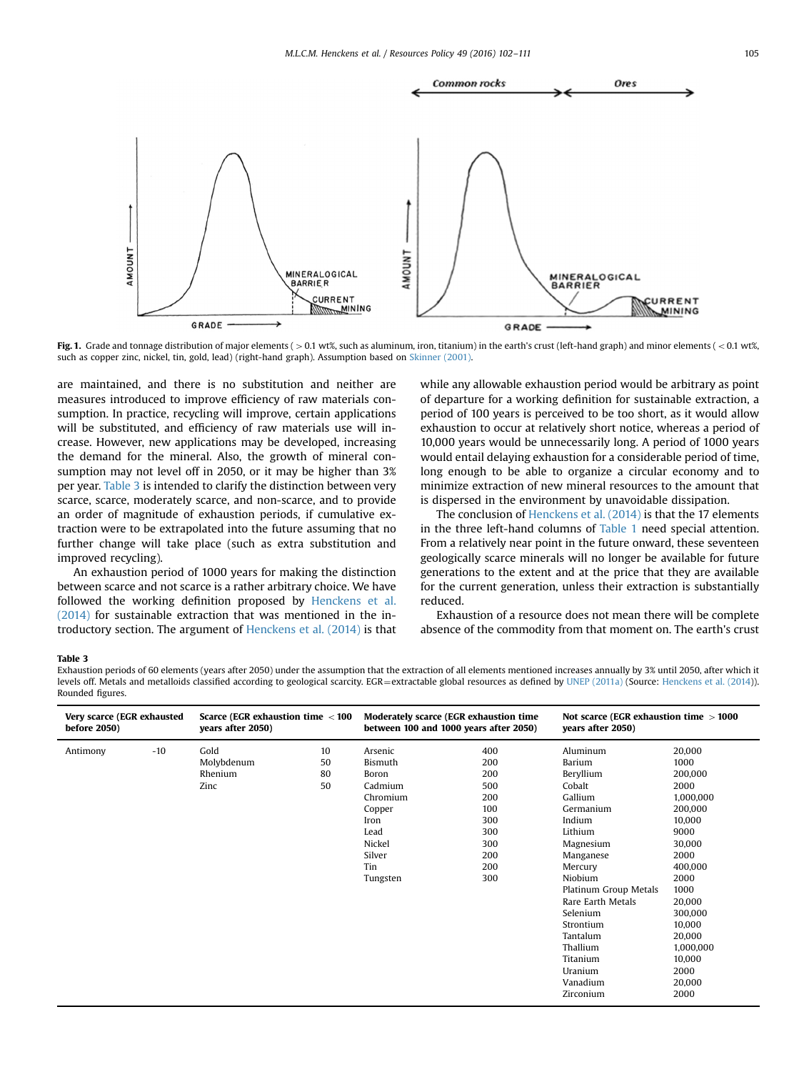Fig. 1. Grade and tonnage distribution of major elements ( > 0.1 wt%, such as aluminum, iron, titanium) in the earth's crust (left-hand graph) and minor elements ( < 0.1 wt%, such as copper zinc, nickel, tin, gold, lead) (right-hand graph). Assumption based on Skinner (2001).

are maintained, and there is no substitution and neither are measures introduced to improve efficiency of raw materials consumption. In practice, recycling will improve, certain applications will be substituted, and efficiency of raw materials use will increase. However, new applications may be developed, increasing the demand for the mineral. Also, the growth of mineral consumption may not level off in 2050, or it may be higher than 3% per year. Table 3 is intended to clarify the distinction between very scarce, scarce, moderately scarce, and non-scarce, and to provide an order of magnitude of exhaustion periods, if cumulative extraction were to be extrapolated into the future assuming that no further change will take place (such as extra substitution and improved recycling).

An exhaustion period of 1000 years for making the distinction between scarce and not scarce is a rather arbitrary choice. We have followed the working definition proposed by Henckens et al. (2014) for sustainable extraction that was mentioned in the introductory section. The argument of Henckens et al. (2014) is that while any allowable exhaustion period would be arbitrary as point of departure for a working definition for sustainable extraction, a period of 100 years is perceived to be too short, as it would allow exhaustion to occur at relatively short notice, whereas a period of 10,000 years would be unnecessarily long. A period of 1000 years would entail delaying exhaustion for a considerable period of time, long enough to be able to organize a circular economy and to minimize extraction of new mineral resources to the amount that is dispersed in the environment by unavoidable dissipation.

The conclusion of Henckens et al. (2014) is that the 17 elements in the three left-hand columns of Table 1 need special attention. From a relatively near point in the future onward, these seventeen geologically scarce minerals will no longer be available for future generations to the extent and at the price that they are available for the current generation, unless their extraction is substantially reduced.

Exhaustion of a resource does not mean there will be complete absence of the commodity from that moment on. The earth's crust

**Table 3**
Exhaustion periods of 60 elements (years after 2050) under the assumption that the extraction of all elements mentioned increases annually by 3% until 2050, after which it levels off. Metals and metalloids classified according to geological scarcity. EGR=extractable global resources as defined by UNEP (2011a) (Source: Henckens et al. (2014)). Rounded figures.

| Very scarce (EGR exhausted before 2050) | | Scarce (EGR exhaustion time < 100 years after 2050) | | Moderately scarce (EGR exhaustion time between 100 and 1000 years after 2050) | | Not scarce (EGR exhaustion time > 1000 years after 2050) | |
|---|---|---|---|---|---|---|---|
| Antimony | -10 | Gold | 10 | Arsenic | 400 | Aluminum | 20,000 |
| | | Molybdenum | 50 | Bismuth | 200 | Barium | 1000 |
| | | Rhenium | 80 | Boron | 200 | Beryllium | 200,000 |
| | | Zinc | 50 | Cadmium | 500 | Cobalt | 2000 |
| | | | | Chromium | 200 | Gallium | 1,000,000 |
| | | | | Copper | 100 | Germanium | 200,000 |
| | | | | Iron | 300 | Indium | 10,000 |
| | | | | Lead | 300 | Lithium | 9000 |
| | | | | Nickel | 300 | Magnesium | 30,000 |
| | | | | Silver | 200 | Manganese | 2000 |
| | | | | Tin | 200 | Mercury | 400,000 |
| | | | | Tungsten | 300 | Niobium | 2000 |
| | | | | | | Platinum Group Metals | 1000 |
| | | | | | | Rare Earth Metals | 20,000 |
| | | | | | | Selenium | 300,000 |
| | | | | | | Strontium | 10,000 |
| | | | | | | Tantalum | 20,000 |
| | | | | | | Thallium | 1,000,000 |
| | | | | | | Titanium | 10,000 |
| | | | | | | Uranium | 2000 |
| | | | | | | Vanadium | 20,000 |
| | | | | | | Zirconium | 2000 |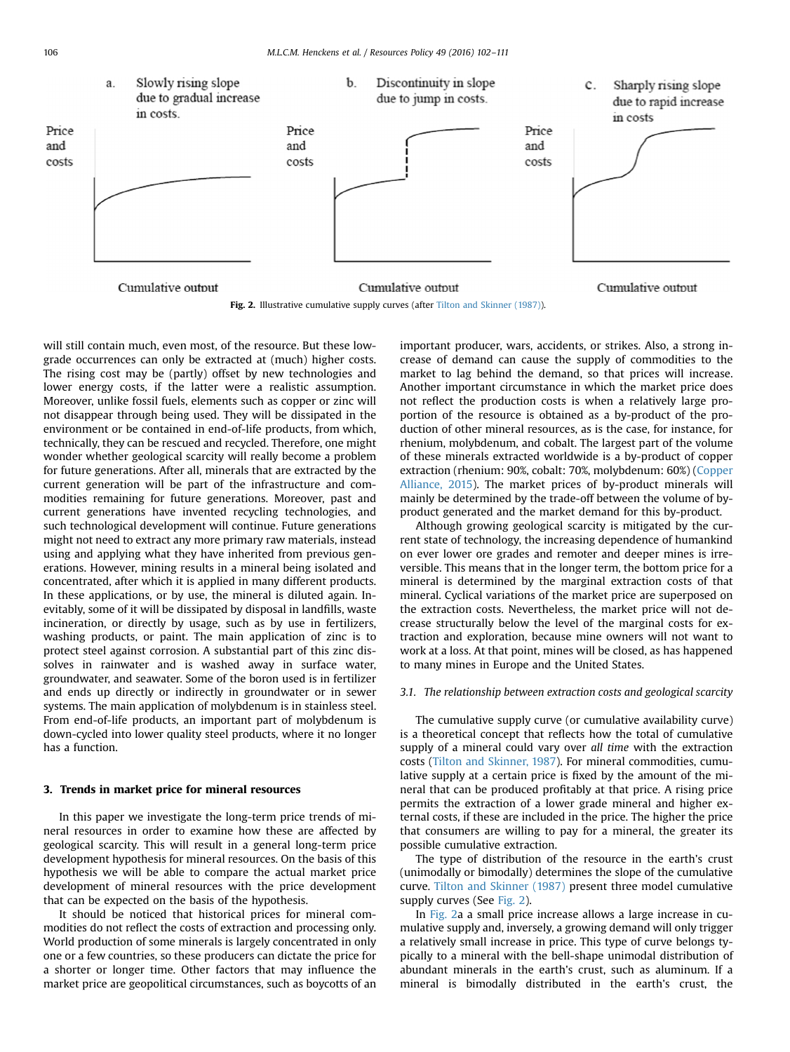a. Slowly rising slope due to gradual increase in costs.

Price and costs

Cumulative output

b. Discontinuity in slope due to jump in costs.

Price and costs

Cumulative output

c. Sharply rising slope due to rapid increase in costs

Price and costs

Cumulative output

**Fig. 2.** Illustrative cumulative supply curves (after Tilton and Skinner (1987)).

will still contain much, even most, of the resource. But these low-grade occurrences can only be extracted at (much) higher costs. The rising cost may be (partly) offset by new technologies and lower energy costs, if the latter were a realistic assumption. Moreover, unlike fossil fuels, elements such as copper or zinc will not disappear through being used. They will be dissipated in the environment or be contained in end-of-life products, from which, technically, they can be rescued and recycled. Therefore, one might wonder whether geological scarcity will really become a problem for future generations. After all, minerals that are extracted by the current generation will be part of the infrastructure and commodities remaining for future generations. Moreover, past and current generations have invented recycling technologies, and such technological development will continue. Future generations might not need to extract any more primary raw materials, instead using and applying what they have inherited from previous generations. However, mining results in a mineral being isolated and concentrated, after which it is applied in many different products. In these applications, or by use, the mineral is diluted again. Inevitably, some of it will be dissipated by disposal in landfills, waste incineration, or directly by usage, such as by use in fertilizers, washing products, or paint. The main application of zinc is to protect steel against corrosion. A substantial part of this zinc dissolves in rainwater and is washed away in surface water, groundwater, and seawater. Some of the boron used is in fertilizer and ends up directly or indirectly in groundwater or in sewer systems. The main application of molybdenum is in stainless steel. From end-of-life products, an important part of molybdenum is down-cycled into lower quality steel products, where it no longer has a function.

## 3. Trends in market price for mineral resources

In this paper we investigate the long-term price trends of mineral resources in order to examine how these are affected by geological scarcity. This will result in a general long-term price development hypothesis for mineral resources. On the basis of this hypothesis we will be able to compare the actual market price development of mineral resources with the price development that can be expected on the basis of the hypothesis.

It should be noticed that historical prices for mineral commodities do not reflect the costs of extraction and processing only. World production of some minerals is largely concentrated in only one or a few countries, so these producers can dictate the price for a shorter or longer time. Other factors that may influence the market price are geopolitical circumstances, such as boycotts of an important producer, wars, accidents, or strikes. Also, a strong increase of demand can cause the supply of commodities to the market to lag behind the demand, so that prices will increase. Another important circumstance in which the market price does not reflect the production costs is when a relatively large proportion of the resource is obtained as a by-product of the production of other mineral resources, as is the case, for instance, for rhenium, molybdenum, and cobalt. The largest part of the volume of these minerals extracted worldwide is a by-product of copper extraction (rhenium: 90%, cobalt: 70%, molybdenum: 60%) (Copper Alliance, 2015). The market prices of by-product minerals will mainly be determined by the trade-off between the volume of by-product generated and the market demand for this by-product.

Although growing geological scarcity is mitigated by the current state of technology, the increasing dependence of humankind on ever lower ore grades and remoter and deeper mines is irreversible. This means that in the longer term, the bottom price for a mineral is determined by the marginal extraction costs of that mineral. Cyclical variations of the market price are superposed on the extraction costs. Nevertheless, the market price will not decrease structurally below the level of the marginal costs for extraction and exploration, because mine owners will not want to work at a loss. At that point, mines will be closed, as has happened to many mines in Europe and the United States.

### 3.1. The relationship between extraction costs and geological scarcity

The cumulative supply curve (or cumulative availability curve) is a theoretical concept that reflects how the total of cumulative supply of a mineral could vary over *all time* with the extraction costs (Tilton and Skinner, 1987). For mineral commodities, cumulative supply at a certain price is fixed by the amount of the mineral that can be produced profitably at that price. A rising price permits the extraction of a lower grade mineral and higher external costs, if these are included in the price. The higher the price that consumers are willing to pay for a mineral, the greater its possible cumulative extraction.

The type of distribution of the resource in the earth's crust (unimodally or bimodally) determines the slope of the cumulative curve. Tilton and Skinner (1987) present three model cumulative supply curves (See Fig. 2).

In Fig. 2a a small price increase allows a large increase in cumulative supply and, inversely, a growing demand will only trigger a relatively small increase in price. This type of curve belongs typically to a mineral with the bell-shape unimodal distribution of abundant minerals in the earth's crust, such as aluminum. If a mineral is bimodally distributed in the earth's crust, the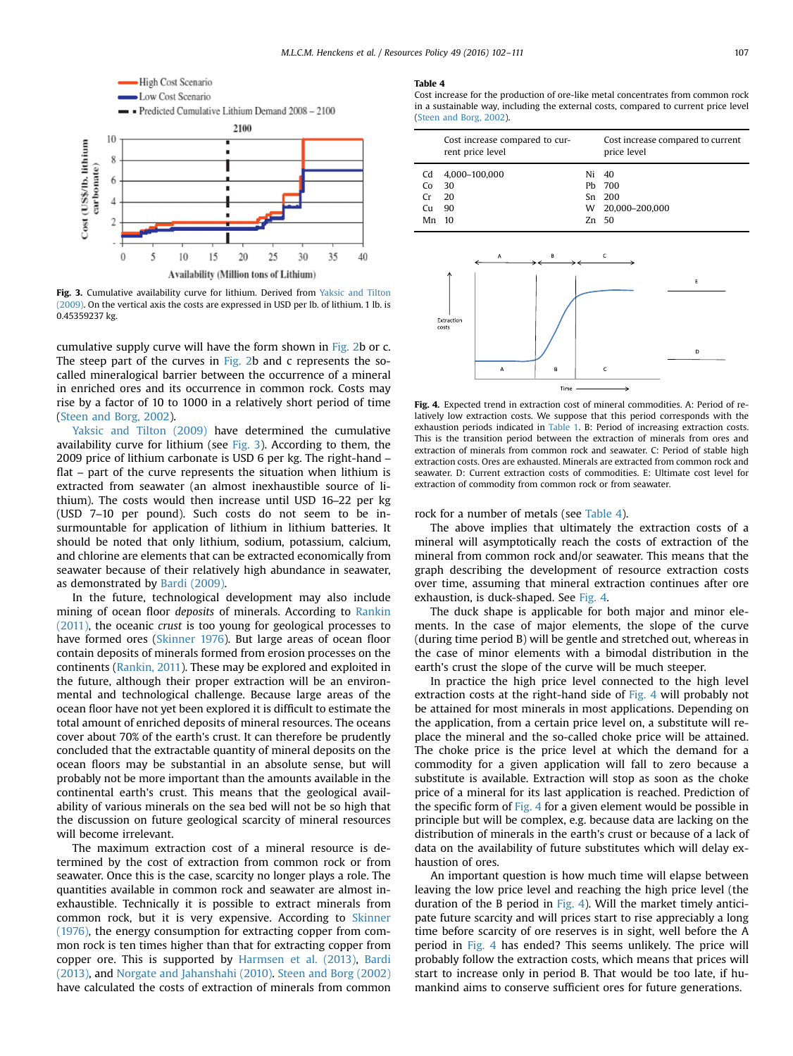Fig. 3. Cumulative availability curve for lithium. Derived from Yaksic and Tilton (2009). On the vertical axis the costs are expressed in USD per lb. of lithium. 1 lb. is 0.45359237 kg.

cumulative supply curve will have the form shown in Fig. 2b or c. The steep part of the curves in Fig. 2b and c represents the so-called mineralogical barrier between the occurrence of a mineral in enriched ores and its occurrence in common rock. Costs may rise by a factor of 10 to 1000 in a relatively short period of time (Steen and Borg, 2002).

Yaksic and Tilton (2009) have determined the cumulative availability curve for lithium (see Fig. 3). According to them, the 2009 price of lithium carbonate is USD 6 per kg. The right-hand – flat – part of the curve represents the situation when lithium is extracted from seawater (an almost inexhaustible source of lithium). The costs would then increase until USD 16–22 per kg (USD 7–10 per pound). Such costs do not seem to be insurmountable for application of lithium in lithium batteries. It should be noted that only lithium, sodium, potassium, calcium, and chlorine are elements that can be extracted economically from seawater because of their relatively high abundance in seawater, as demonstrated by Bardi (2009).

In the future, technological development may also include mining of ocean floor *deposits* of minerals. According to Rankin (2011), the oceanic *crust* is too young for geological processes to have formed ores (Skinner 1976). But large areas of ocean floor contain deposits of minerals formed from erosion processes on the continents (Rankin, 2011). These may be explored and exploited in the future, although their proper extraction will be an environmental and technological challenge. Because large areas of the ocean floor have not yet been explored it is difficult to estimate the total amount of enriched deposits of mineral resources. The oceans cover about 70% of the earth's crust. It can therefore be prudently concluded that the extractable quantity of mineral deposits on the ocean floors may be substantial in an absolute sense, but will probably not be more important than the amounts available in the continental earth's crust. This means that the geological availability of various minerals on the sea bed will not be so high that the discussion on future geological scarcity of mineral resources will become irrelevant.

The maximum extraction cost of a mineral resource is determined by the cost of extraction from common rock or from seawater. Once this is the case, scarcity no longer plays a role. The quantities available in common rock and seawater are almost inexhaustible. Technically it is possible to extract minerals from common rock, but it is very expensive. According to Skinner (1976), the energy consumption for extracting copper from common rock is ten times higher than that for extracting copper from copper ore. This is supported by Harmsen et al. (2013), Bardi (2013), and Norgate and Jahanshahi (2010). Steen and Borg (2002) have calculated the costs of extraction of minerals from common rock for a number of metals (see Table 4).

**Table 4**
Cost increase for the production of ore-like metal concentrates from common rock in a sustainable way, including the external costs, compared to current price level (Steen and Borg, 2002).

| | Cost increase compared to current price level | | Cost increase compared to current price level |
|---|---|---|---|
| Cd | 4,000–100,000 | Ni | 40 |
| Co | 30 | Pb | 700 |
| Cr | 20 | Sn | 200 |
| Cu | 90 | W | 20,000–200,000 |
| Mn | 10 | Zn | 50 |

Fig. 4. Expected trend in extraction cost of mineral commodities. A: Period of relatively low extraction costs. We suppose that this period corresponds with the exhaustion periods indicated in Table 1. B: Period of increasing extraction costs. This is the transition period between the extraction of minerals from ores and extraction of minerals from common rock and seawater. C: Period of stable high extraction costs. Ores are exhausted. Minerals are extracted from common rock and seawater. D: Current extraction costs of commodities. E: Ultimate cost level for extraction of commodity from common rock or from seawater.

The above implies that ultimately the extraction costs of a mineral will asymptotically reach the costs of extraction of the mineral from common rock and/or seawater. This means that the graph describing the development of resource extraction costs over time, assuming that mineral extraction continues after ore exhaustion, is duck-shaped. See Fig. 4.

The duck shape is applicable for both major and minor elements. In the case of major elements, the slope of the curve (during time period B) will be gentle and stretched out, whereas in the case of minor elements with a bimodal distribution in the earth's crust the slope of the curve will be much steeper.

In practice the high price level connected to the high level extraction costs at the right-hand side of Fig. 4 will probably not be attained for most minerals in most applications. Depending on the application, from a certain price level on, a substitute will replace the mineral and the so-called choke price will be attained. The choke price is the price level at which the demand for a commodity for a given application will fall to zero because a substitute is available. Extraction will stop as soon as the choke price of a mineral for its last application is reached. Prediction of the specific form of Fig. 4 for a given element would be possible in principle but will be complex, e.g. because data are lacking on the distribution of minerals in the earth's crust or because of a lack of data on the availability of future substitutes which will delay exhaustion of ores.

An important question is how much time will elapse between leaving the low price level and reaching the high price level (the duration of the B period in Fig. 4). Will the market timely anticipate future scarcity and will prices start to rise appreciably a long time before scarcity of ore reserves is in sight, well before the A period in Fig. 4 has ended? This seems unlikely. The price will probably follow the extraction costs, which means that prices will start to increase only in period B. That would be too late, if humankind aims to conserve sufficient ores for future generations.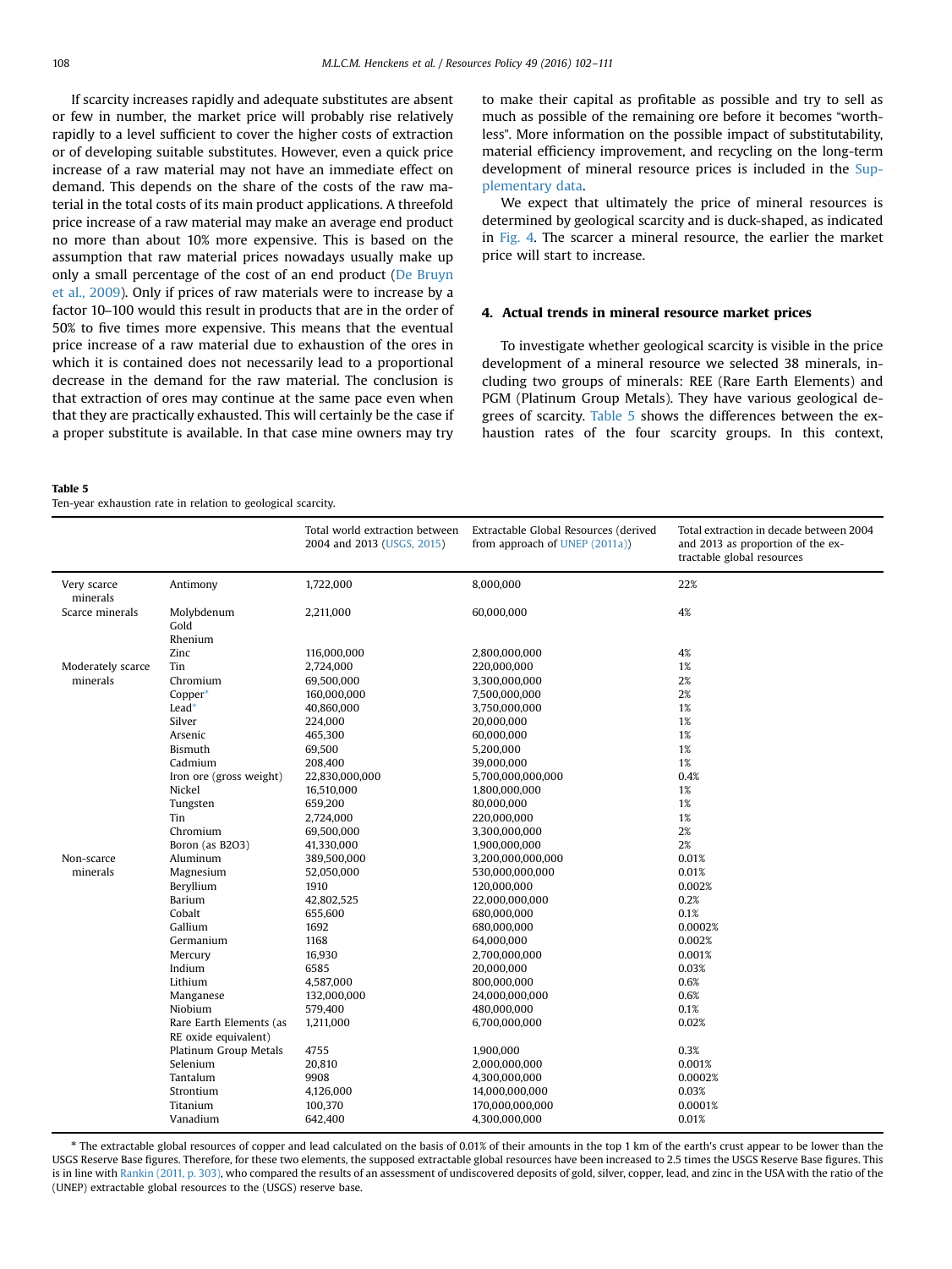If scarcity increases rapidly and adequate substitutes are absent or few in number, the market price will probably rise relatively rapidly to a level sufficient to cover the higher costs of extraction or of developing suitable substitutes. However, even a quick price increase of a raw material may not have an immediate effect on demand. This depends on the share of the costs of the raw material in the total costs of its main product applications. A threefold price increase of a raw material may make an average end product no more than about 10% more expensive. This is based on the assumption that raw material prices nowadays usually make up only a small percentage of the cost of an end product (De Bruyn et al., 2009). Only if prices of raw materials were to increase by a factor 10–100 would this result in products that are in the order of 50% to five times more expensive. This means that the eventual price increase of a raw material due to exhaustion of the ores in which it is contained does not necessarily lead to a proportional decrease in the demand for the raw material. The conclusion is that extraction of ores may continue at the same pace even when that they are practically exhausted. This will certainly be the case if a proper substitute is available. In that case mine owners may try to make their capital as profitable as possible and try to sell as much as possible of the remaining ore before it becomes "worthless". More information on the possible impact of substitutability, material efficiency improvement, and recycling on the long-term development of mineral resource prices is included in the Supplementary data.

We expect that ultimately the price of mineral resources is determined by geological scarcity and is duck-shaped, as indicated in Fig. 4. The scarcer a mineral resource, the earlier the market price will start to increase.

## 4. Actual trends in mineral resource market prices

To investigate whether geological scarcity is visible in the price development of a mineral resource we selected 38 minerals, including two groups of minerals: REE (Rare Earth Elements) and PGM (Platinum Group Metals). They have various geological degrees of scarcity. Table 5 shows the differences between the exhaustion rates of the four scarcity groups. In this context,

**Table 5**
Ten-year exhaustion rate in relation to geological scarcity.

| | | Total world extraction between 2004 and 2013 (USGS, 2015) | Extractable Global Resources (derived from approach of UNEP (2011a)) | Total extraction in decade between 2004 and 2013 as proportion of the extractable global resources |
|---|---|---|---|---|
| Very scarce minerals | Antimony | 1,722,000 | 8,000,000 | 22% |
| Scarce minerals | Molybdenum | 2,211,000 | 60,000,000 | 4% |
| | Gold | | | |
| | Rhenium | | | |
| | Zinc | 116,000,000 | 2,800,000,000 | 4% |
| Moderately scarce minerals | Tin | 2,724,000 | 220,000,000 | 1% |
| | Chromium | 69,500,000 | 3,300,000,000 | 2% |
| | Copper* | 160,000,000 | 7,500,000,000 | 2% |
| | Lead* | 40,860,000 | 3,750,000,000 | 1% |
| | Silver | 224,000 | 20,000,000 | 1% |
| | Arsenic | 465,300 | 60,000,000 | 1% |
| | Bismuth | 69,500 | 5,200,000 | 1% |
| | Cadmium | 208,400 | 39,000,000 | 1% |
| | Iron ore (gross weight) | 22,830,000,000 | 5,700,000,000,000 | 0.4% |
| | Nickel | 16,510,000 | 1,800,000,000 | 1% |
| | Tungsten | 659,200 | 80,000,000 | 1% |
| | Tin | 2,724,000 | 220,000,000 | 1% |
| | Chromium | 69,500,000 | 3,300,000,000 | 2% |
| | Boron (as B2O3) | 41,330,000 | 1,900,000,000 | 2% |
| Non-scarce minerals | Aluminum | 389,500,000 | 3,200,000,000,000 | 0.01% |
| | Magnesium | 52,050,000 | 530,000,000,000 | 0.01% |
| | Beryllium | 1910 | 120,000,000 | 0.002% |
| | Barium | 42,802,525 | 22,000,000,000 | 0.2% |
| | Cobalt | 655,600 | 680,000,000 | 0.1% |
| | Gallium | 1692 | 680,000,000 | 0.0002% |
| | Germanium | 1168 | 64,000,000 | 0.002% |
| | Mercury | 16,930 | 2,700,000,000 | 0.001% |
| | Indium | 6585 | 20,000,000 | 0.03% |
| | Lithium | 4,587,000 | 800,000,000 | 0.6% |
| | Manganese | 132,000,000 | 24,000,000,000 | 0.6% |
| | Niobium | 579,400 | 480,000,000 | 0.1% |
| | Rare Earth Elements (as RE oxide equivalent) | 1,211,000 | 6,700,000,000 | 0.02% |
| | Platinum Group Metals | 4755 | 1,900,000 | 0.3% |
| | Selenium | 20,810 | 2,000,000,000 | 0.001% |
| | Tantalum | 9908 | 4,300,000,000 | 0.0002% |
| | Strontium | 4,126,000 | 14,000,000,000 | 0.03% |
| | Titanium | 100,370 | 170,000,000,000 | 0.0001% |
| | Vanadium | 642,400 | 4,300,000,000 | 0.01% |

* The extractable global resources of copper and lead calculated on the basis of 0.01% of their amounts in the top 1 km of the earth's crust appear to be lower than the USGS Reserve Base figures. Therefore, for these two elements, the supposed extractable global resources have been increased to 2.5 times the USGS Reserve Base figures. This is in line with Rankin (2011, p. 303), who compared the results of an assessment of undiscovered deposits of gold, silver, copper, lead, and zinc in the USA with the ratio of the (UNEP) extractable global resources to the (USGS) reserve base.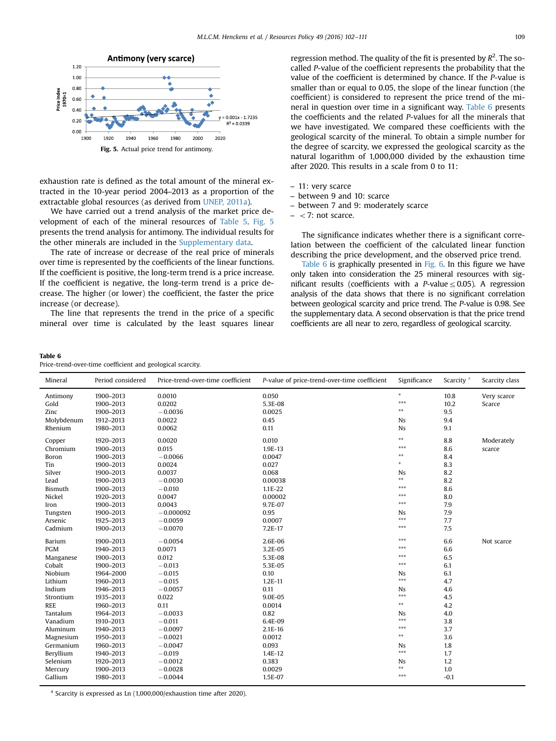Fig. 5. Actual price trend for antimony.

exhaustion rate is defined as the total amount of the mineral extracted in the 10-year period 2004–2013 as a proportion of the extractable global resources (as derived from UNEP, 2011a).

We have carried out a trend analysis of the market price development of each of the mineral resources of Table 5. Fig. 5 presents the trend analysis for antimony. The individual results for the other minerals are included in the Supplementary data.

The rate of increase or decrease of the real price of minerals over time is represented by the coefficients of the linear functions. If the coefficient is positive, the long-term trend is a price increase. If the coefficient is negative, the long-term trend is a price decrease. The higher (or lower) the coefficient, the faster the price increase (or decrease).

The line that represents the trend in the price of a specific mineral over time is calculated by the least squares linear regression method. The quality of the fit is presented by $R^2$. The so-called *P*-value of the coefficient represents the probability that the value of the coefficient is determined by chance. If the *P*-value is smaller than or equal to 0.05, the slope of the linear function (the coefficient) is considered to represent the price trend of the mineral in question over time in a significant way. Table 6 presents the coefficients and the related *P*-values for all the minerals that we have investigated. We compared these coefficients with the geological scarcity of the mineral. To obtain a simple number for the degree of scarcity, we expressed the geological scarcity as the natural logarithm of 1,000,000 divided by the exhaustion time after 2020. This results in a scale from 0 to 11:

- 11: very scarce
- between 9 and 10: scarce
- between 7 and 9: moderately scarce
- $<7$: not scarce.

The significance indicates whether there is a significant correlation between the coefficient of the calculated linear function describing the price development, and the observed price trend.

Table 6 is graphically presented in Fig. 6. In this figure we have only taken into consideration the 25 mineral resources with significant results (coefficients with a *P*-value $\leq 0.05$). A regression analysis of the data shows that there is no significant correlation between geological scarcity and price trend. The *P*-value is 0.98. See the supplementary data. A second observation is that the price trend coefficients are all near to zero, regardless of geological scarcity.

**Table 6**
Price-trend-over-time coefficient and geological scarcity.

| Mineral | Period considered | Price-trend-over-time coefficient | *P*-value of price-trend-over-time coefficient | Significance | Scarcity [a] | Scarcity class |
|---|---|---|---|---|---|---|
| Antimony | 1900–2013 | 0.0010 | 0.050 | * | 10.8 | Very scarce |
| Gold | 1900–2013 | 0.0202 | 5.3E-08 | *** | 10.2 | Scarce |
| Zinc | 1900–2013 | −0.0036 | 0.0025 | ** | 9.5 | |
| Molybdenum | 1912–2013 | 0.0022 | 0.45 | Ns | 9.4 | |
| Rhenium | 1980–2013 | 0.0062 | 0.11 | Ns | 9.1 | |
| Copper | 1920–2013 | 0.0020 | 0.010 | ** | 8.8 | Moderately scarce |
| Chromium | 1900–2013 | 0.015 | 1.9E-13 | *** | 8.6 | |
| Boron | 1900–2013 | −0.0066 | 0.0047 | ** | 8.4 | |
| Tin | 1900–2013 | 0.0024 | 0.027 | * | 8.3 | |
| Silver | 1900–2013 | 0.0037 | 0.068 | Ns | 8.2 | |
| Lead | 1900–2013 | −0.0030 | 0.00038 | ** | 8.2 | |
| Bismuth | 1900–2013 | −0.010 | 1.1E-22 | *** | 8.6 | |
| Nickel | 1920–2013 | 0.0047 | 0.00002 | *** | 8.0 | |
| Iron | 1900–2013 | 0.0043 | 9.7E-07 | *** | 7.9 | |
| Tungsten | 1900–2013 | −0.000092 | 0.95 | Ns | 7.9 | |
| Arsenic | 1925–2013 | −0.0059 | 0.0007 | *** | 7.7 | |
| Cadmium | 1900–2013 | −0.0070 | 7.2E-17 | *** | 7.5 | |
| Barium | 1900–2013 | −0.0054 | 2.6E-06 | *** | 6.6 | Not scarce |
| PGM | 1940–2013 | 0.0071 | 3.2E-05 | *** | 6.6 | |
| Manganese | 1900–2013 | 0.012 | 5.3E-08 | *** | 6.5 | |
| Cobalt | 1900–2013 | −0.013 | 5.3E-05 | *** | 6.1 | |
| Niobium | 1964–2000 | −0.015 | 0.10 | Ns | 6.1 | |
| Lithium | 1960–2013 | −0.015 | 1.2E-11 | *** | 4.7 | |
| Indium | 1946–2013 | −0.0057 | 0.11 | Ns | 4.6 | |
| Strontium | 1935–2013 | 0.022 | 9.0E-05 | *** | 4.5 | |
| REE | 1960–2013 | 0.11 | 0.0014 | ** | 4.2 | |
| Tantalum | 1964–2013 | −0.0033 | 0.82 | Ns | 4.0 | |
| Vanadium | 1910–2013 | −0.011 | 6.4E-09 | *** | 3.8 | |
| Aluminum | 1940–2013 | −0.0097 | 2.1E-16 | *** | 3.7 | |
| Magnesium | 1950–2013 | −0.0021 | 0.0012 | ** | 3.6 | |
| Germanium | 1960–2013 | −0.0047 | 0.093 | Ns | 1.8 | |
| Beryllium | 1940–2013 | −0.019 | 1.4E-12 | *** | 1.7 | |
| Selenium | 1920–2013 | −0.0012 | 0.383 | Ns | 1.2 | |
| Mercury | 1900–2013 | −0.0028 | 0.0029 | ** | 1.0 | |
| Gallium | 1980–2013 | −0.0044 | 1.5E-07 | *** | -0.1 | |

[a] Scarcity is expressed as Ln (1,000,000/exhaustion time after 2020).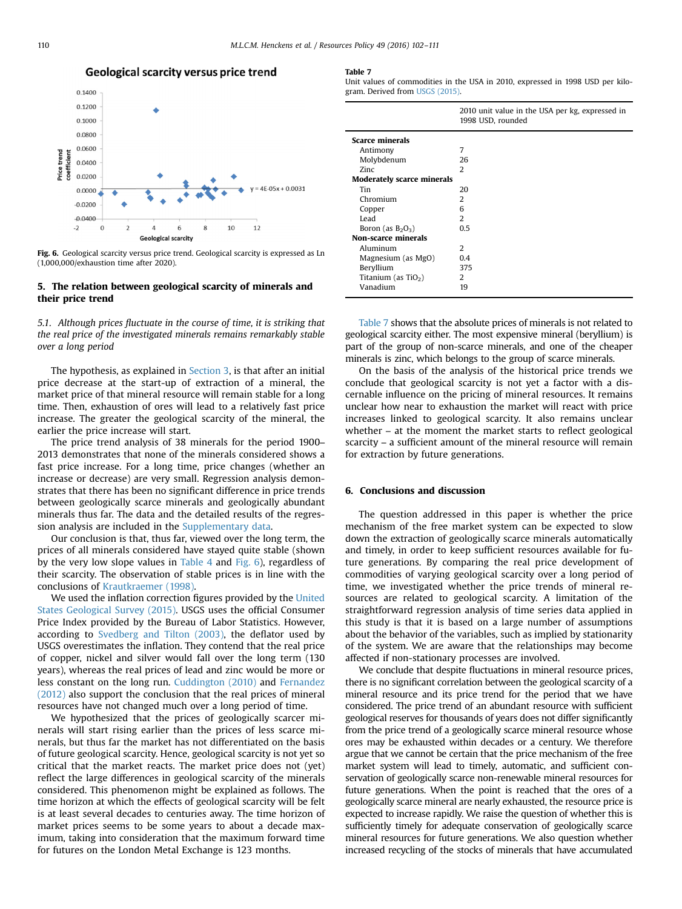**Fig. 6.** Geological scarcity versus price trend. Geological scarcity is expressed as Ln (1,000,000/exhaustion time after 2020).

## 5. The relation between geological scarcity of minerals and their price trend

### *5.1. Although prices fluctuate in the course of time, it is striking that the real price of the investigated minerals remains remarkably stable over a long period*

The hypothesis, as explained in Section 3, is that after an initial price decrease at the start-up of extraction of a mineral, the market price of that mineral resource will remain stable for a long time. Then, exhaustion of ores will lead to a relatively fast price increase. The greater the geological scarcity of the mineral, the earlier the price increase will start.

The price trend analysis of 38 minerals for the period 1900–2013 demonstrates that none of the minerals considered shows a fast price increase. For a long time, price changes (whether an increase or decrease) are very small. Regression analysis demonstrates that there has been no significant difference in price trends between geologically scarce minerals and geologically abundant minerals thus far. The data and the detailed results of the regression analysis are included in the Supplementary data.

Our conclusion is that, thus far, viewed over the long term, the prices of all minerals considered have stayed quite stable (shown by the very low slope values in Table 4 and Fig. 6), regardless of their scarcity. The observation of stable prices is in line with the conclusions of Krautkraemer (1998).

We used the inflation correction figures provided by the United States Geological Survey (2015). USGS uses the official Consumer Price Index provided by the Bureau of Labor Statistics. However, according to Svedberg and Tilton (2003), the deflator used by USGS overestimates the inflation. They contend that the real price of copper, nickel and silver would fall over the long term (130 years), whereas the real prices of lead and zinc would be more or less constant on the long run. Cuddington (2010) and Fernandez (2012) also support the conclusion that the real prices of mineral resources have not changed much over a long period of time.

We hypothesized that the prices of geologically scarcer minerals will start rising earlier than the prices of less scarce minerals, but thus far the market has not differentiated on the basis of future geological scarcity. Hence, geological scarcity is not yet so critical that the market reacts. The market price does not (yet) reflect the large differences in geological scarcity of the minerals considered. This phenomenon might be explained as follows. The time horizon at which the effects of geological scarcity will be felt is at least several decades to centuries away. The time horizon of market prices seems to be some years to about a decade maximum, taking into consideration that the maximum forward time for futures on the London Metal Exchange is 123 months.

**Table 7**
Unit values of commodities in the USA in 2010, expressed in 1998 USD per kilogram. Derived from USGS (2015).

| | 2010 unit value in the USA per kg, expressed in 1998 USD, rounded |
|---|---|
| **Scarce minerals** | |
| Antimony | 7 |
| Molybdenum | 26 |
| Zinc | 2 |
| **Moderately scarce minerals** | |
| Tin | 20 |
| Chromium | 2 |
| Copper | 6 |
| Lead | 2 |
| Boron (as $B_2O_3$) | 0.5 |
| **Non-scarce minerals** | |
| Aluminum | 2 |
| Magnesium (as MgO) | 0.4 |
| Beryllium | 375 |
| Titanium (as $TiO_2$) | 2 |
| Vanadium | 19 |

Table 7 shows that the absolute prices of minerals is not related to geological scarcity either. The most expensive mineral (beryllium) is part of the group of non-scarce minerals, and one of the cheaper minerals is zinc, which belongs to the group of scarce minerals.

On the basis of the analysis of the historical price trends we conclude that geological scarcity is not yet a factor with a discernable influence on the pricing of mineral resources. It remains unclear how near to exhaustion the market will react with price increases linked to geological scarcity. It also remains unclear whether – at the moment the market starts to reflect geological scarcity – a sufficient amount of the mineral resource will remain for extraction by future generations.

## 6. Conclusions and discussion

The question addressed in this paper is whether the price mechanism of the free market system can be expected to slow down the extraction of geologically scarce minerals automatically and timely, in order to keep sufficient resources available for future generations. By comparing the real price development of commodities of varying geological scarcity over a long period of time, we investigated whether the price trends of mineral resources are related to geological scarcity. A limitation of the straightforward regression analysis of time series data applied in this study is that it is based on a large number of assumptions about the behavior of the variables, such as implied by stationarity of the system. We are aware that the relationships may become affected if non-stationary processes are involved.

We conclude that despite fluctuations in mineral resource prices, there is no significant correlation between the geological scarcity of a mineral resource and its price trend for the period that we have considered. The price trend of an abundant resource with sufficient geological reserves for thousands of years does not differ significantly from the price trend of a geologically scarce mineral resource whose ores may be exhausted within decades or a century. We therefore argue that we cannot be certain that the price mechanism of the free market system will lead to timely, automatic, and sufficient conservation of geologically scarce non-renewable mineral resources for future generations. When the point is reached that the ores of a geologically scarce mineral are nearly exhausted, the resource price is expected to increase rapidly. We raise the question of whether this is sufficiently timely for adequate conservation of geologically scarce mineral resources for future generations. We also question whether increased recycling of the stocks of minerals that have accumulated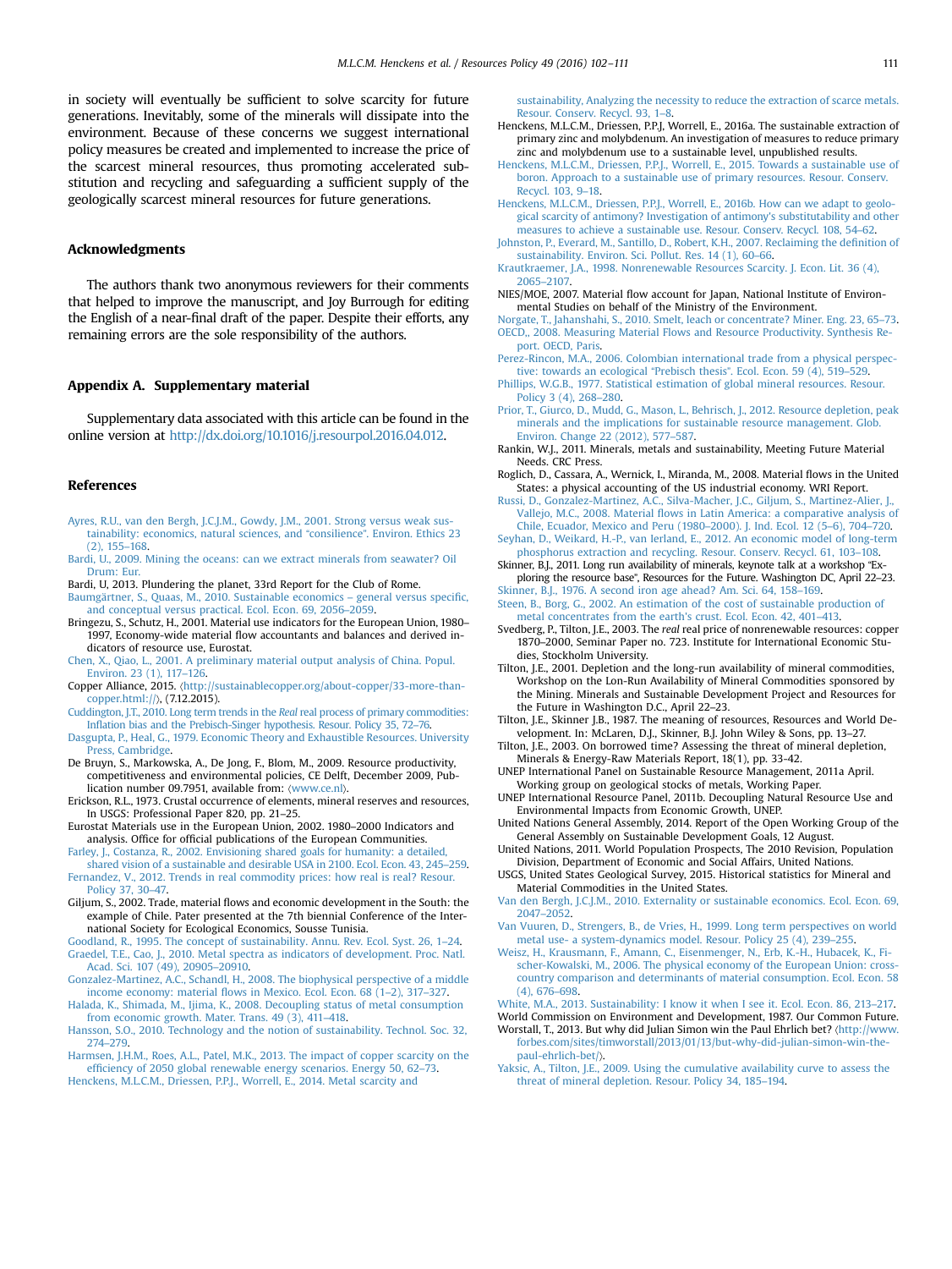in society will eventually be sufficient to solve scarcity for future generations. Inevitably, some of the minerals will dissipate into the environment. Because of these concerns we suggest international policy measures be created and implemented to increase the price of the scarcest mineral resources, thus promoting accelerated substitution and recycling and safeguarding a sufficient supply of the geologically scarcest mineral resources for future generations.

## Acknowledgments

The authors thank two anonymous reviewers for their comments that helped to improve the manuscript, and Joy Burrough for editing the English of a near-final draft of the paper. Despite their efforts, any remaining errors are the sole responsibility of the authors.

## Appendix A. Supplementary material

Supplementary data associated with this article can be found in the online version at http://dx.doi.org/10.1016/j.resourpol.2016.04.012.

## References

Ayres, R.U., van den Bergh, J.C.J.M., Gowdy, J.M., 2001. Strong versus weak sustainability: economics, natural sciences, and "consilience". Environ. Ethics 23 (2), 155–168.

Bardi, U., 2009. Mining the oceans: can we extract minerals from seawater? Oil Drum: Eur.

Bardi, U, 2013. Plundering the planet, 33rd Report for the Club of Rome.

Baumgärtner, S., Quaas, M., 2010. Sustainable economics – general versus specific, and conceptual versus practical. Ecol. Econ. 69, 2056–2059.

Bringezu, S., Schutz, H., 2001. Material use indicators for the European Union, 1980–1997, Economy-wide material flow accountants and balances and derived indicators of resource use, Eurostat.

Chen, X., Qiao, L., 2001. A preliminary material output analysis of China. Popul. Environ. 23 (1), 117–126.

Copper Alliance, 2015. ⟨http://sustainablecopper.org/about-copper/33-more-than-copper.html://⟩, (7.12.2015).

Cuddington, J.T., 2010. Long term trends in the *Real* real process of primary commodities: Inflation bias and the Prebisch-Singer hypothesis. Resour. Policy 35, 72–76.

Dasgupta, P., Heal, G., 1979. Economic Theory and Exhaustible Resources. University Press, Cambridge.

De Bruyn, S., Markowska, A., De Jong, F., Blom, M., 2009. Resource productivity, competitiveness and environmental policies, CE Delft, December 2009, Publication number 09.7951, available from: ⟨www.ce.nl⟩.

Erickson, R.L., 1973. Crustal occurrence of elements, mineral reserves and resources, In USGS: Professional Paper 820, pp. 21–25.

Eurostat Materials use in the European Union, 2002. 1980–2000 Indicators and analysis. Office for official publications of the European Communities.

Farley, J., Costanza, R., 2002. Envisioning shared goals for humanity: a detailed, shared vision of a sustainable and desirable USA in 2100. Ecol. Econ. 43, 245–259.

Fernandez, V., 2012. Trends in real commodity prices: how real is real? Resour. Policy 37, 30–47.

Giljum, S., 2002. Trade, material flows and economic development in the South: the example of Chile. Pater presented at the 7th biennial Conference of the International Society for Ecological Economics, Sousse Tunisia.

Goodland, R., 1995. The concept of sustainability. Annu. Rev. Ecol. Syst. 26, 1–24.

Graedel, T.E., Cao, J., 2010. Metal spectra as indicators of development. Proc. Natl. Acad. Sci. 107 (49), 20905–20910.

Gonzalez-Martinez, A.C., Schandl, H., 2008. The biophysical perspective of a middle income economy: material flows in Mexico. Ecol. Econ. 68 (1–2), 317–327.

Halada, K., Shimada, M., Ijima, K., 2008. Decoupling status of metal consumption from economic growth. Mater. Trans. 49 (3), 411–418.

Hansson, S.O., 2010. Technology and the notion of sustainability. Technol. Soc. 32, 274–279.

Harmsen, J.H.M., Roes, A.L., Patel, M.K., 2013. The impact of copper scarcity on the efficiency of 2050 global renewable energy scenarios. Energy 50, 62–73.

Henckens, M.L.C.M., Driessen, P.P.J., Worrell, E., 2014. Metal scarcity and sustainability, Analyzing the necessity to reduce the extraction of scarce metals. Resour. Conserv. Recycl. 93, 1–8.

Henckens, M.L.C.M., Driessen, P.P.J, Worrell, E., 2016a. The sustainable extraction of primary zinc and molybdenum. An investigation of measures to reduce primary zinc and molybdenum use to a sustainable level, unpublished results.

Henckens, M.L.C.M., Driessen, P.P.J., Worrell, E., 2015. Towards a sustainable use of boron. Approach to a sustainable use of primary resources. Resour. Conserv. Recycl. 103, 9–18.

Henckens, M.L.C.M., Driessen, P.P.J., Worrell, E., 2016b. How can we adapt to geological scarcity of antimony? Investigation of antimony's substitutability and other measures to achieve a sustainable use. Resour. Conserv. Recycl. 108, 54–62.

Johnston, P., Everard, M., Santillo, D., Robert, K.H., 2007. Reclaiming the definition of sustainability. Environ. Sci. Pollut. Res. 14 (1), 60–66.

Krautkraemer, J.A., 1998. Nonrenewable Resources Scarcity. J. Econ. Lit. 36 (4), 2065–2107.

NIES/MOE, 2007. Material flow account for Japan, National Institute of Environmental Studies on behalf of the Ministry of the Environment.

Norgate, T., Jahanshahi, S., 2010. Smelt, leach or concentrate? Miner. Eng. 23, 65–73.

OECD., 2008. Measuring Material Flows and Resource Productivity. Synthesis Report. OECD, Paris.

Perez-Rincon, M.A., 2006. Colombian international trade from a physical perspective: towards an ecological "Prebisch thesis". Ecol. Econ. 59 (4), 519–529.

Phillips, W.G.B., 1977. Statistical estimation of global mineral resources. Resour. Policy 3 (4), 268–280.

Prior, T., Giurco, D., Mudd, G., Mason, L., Behrisch, J., 2012. Resource depletion, peak minerals and the implications for sustainable resource management. Glob. Environ. Change 22 (2012), 577–587.

Rankin, W.J., 2011. Minerals, metals and sustainability, Meeting Future Material Needs. CRC Press.

Roglich, D., Cassara, A., Wernick, I., Miranda, M., 2008. Material flows in the United States: a physical accounting of the US industrial economy. WRI Report.

Russi, D., Gonzalez-Martinez, A.C., Silva-Macher, J.C., Giljum, S., Martinez-Alier, J., Vallejo, M.C., 2008. Material flows in Latin America: a comparative analysis of Chile, Ecuador, Mexico and Peru (1980–2000). J. Ind. Ecol. 12 (5–6), 704–720.

Seyhan, D., Weikard, H.-P., van Ierland, E., 2012. An economic model of long-term phosphorus extraction and recycling. Resour. Conserv. Recycl. 61, 103–108.

Skinner, B.J., 2011. Long run availability of minerals, keynote talk at a workshop "Exploring the resource base", Resources for the Future. Washington DC, April 22–23.

Skinner, B.J., 1976. A second iron age ahead? Am. Sci. 64, 158–169.

Steen, B., Borg, G., 2002. An estimation of the cost of sustainable production of metal concentrates from the earth's crust. Ecol. Econ. 42, 401–413.

Svedberg, P., Tilton, J.E., 2003. The *real* real price of nonrenewable resources: copper 1870–2000, Seminar Paper no. 723. Institute for International Economic Studies, Stockholm University.

Tilton, J.E., 2001. Depletion and the long-run availability of mineral commodities, Workshop on the Lon-Run Availability of Mineral Commodities sponsored by the Mining. Minerals and Sustainable Development Project and Resources for the Future in Washington D.C., April 22–23.

Tilton, J.E., Skinner J.B., 1987. The meaning of resources, Resources and World Development. In: McLaren, D.J., Skinner, B.J. John Wiley & Sons, pp. 13–27.

Tilton, J.E., 2003. On borrowed time? Assessing the threat of mineral depletion, Minerals & Energy-Raw Materials Report, 18(1), pp. 33–42.

UNEP International Panel on Sustainable Resource Management, 2011a April. Working group on geological stocks of metals, Working Paper.

UNEP International Resource Panel, 2011b. Decoupling Natural Resource Use and Environmental Impacts from Economic Growth, UNEP.

United Nations General Assembly, 2014. Report of the Open Working Group of the General Assembly on Sustainable Development Goals, 12 August.

United Nations, 2011. World Population Prospects, The 2010 Revision, Population Division, Department of Economic and Social Affairs, United Nations.

USGS, United States Geological Survey, 2015. Historical statistics for Mineral and Material Commodities in the United States.

Van den Bergh, J.C.J.M., 2010. Externality or sustainable economics. Ecol. Econ. 69, 2047–2052.

Van Vuuren, D., Strengers, B., de Vries, H., 1999. Long term perspectives on world metal use- a system-dynamics model. Resour. Policy 25 (4), 239–255.

Weisz, H., Krausmann, F., Amann, C., Eisenmenger, N., Erb, K.-H., Hubacek, K., Fischer-Kowalski, M., 2006. The physical economy of the European Union: cross-country comparison and determinants of material consumption. Ecol. Econ. 58 (4), 676–698.

White, M.A., 2013. Sustainability: I know it when I see it. Ecol. Econ. 86, 213–217.

World Commission on Environment and Development, 1987. Our Common Future.

Worstall, T., 2013. But why did Julian Simon win the Paul Ehrlich bet? ⟨http://www.forbes.com/sites/timworstall/2013/01/13/but-why-did-julian-simon-win-the-paul-ehrlich-bet/⟩.

Yaksic, A., Tilton, J.E., 2009. Using the cumulative availability curve to assess the threat of mineral depletion. Resour. Policy 34, 185–194.